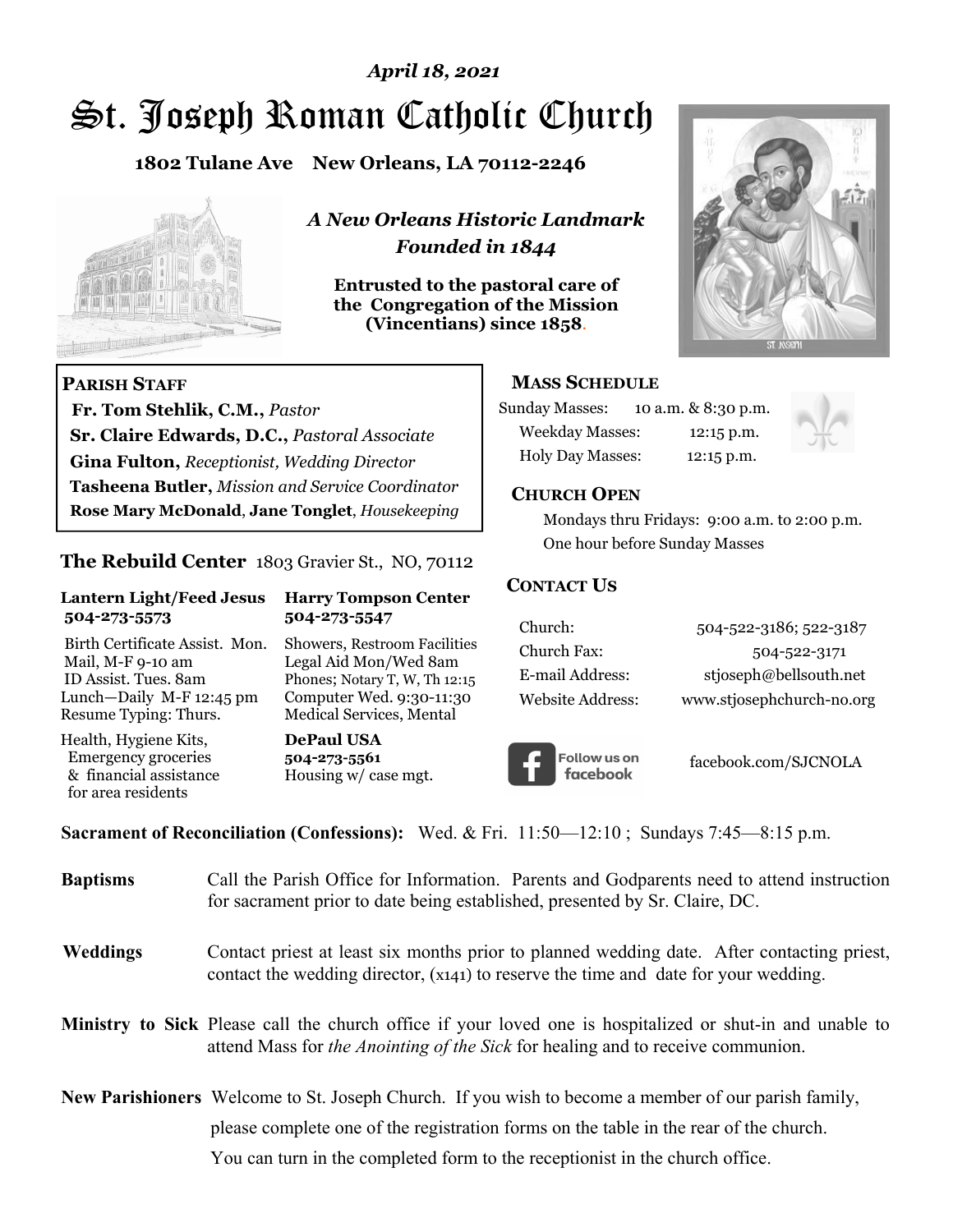*April 18, 2021*

# St. Joseph Roman Catholic Church

**1802 Tulane Ave New Orleans, LA 70112-2246**

*A New Orleans Historic Landmark*
*Founded in 1844*

**Entrusted to the pastoral care of the Congregation of the Mission (Vincentians) since 1858.**

**PARISH STAFF**

**Fr. Tom Stehlik, C.M.,** *Pastor*
**Sr. Claire Edwards, D.C.,** *Pastoral Associate*
**Gina Fulton,** *Receptionist, Wedding Director*
**Tasheena Butler,** *Mission and Service Coordinator*
**Rose Mary McDonald**, **Jane Tonglet**, *Housekeeping*

**The Rebuild Center** 1803 Gravier St., NO, 70112

| **Lantern Light/Feed Jesus 504-273-5573** | **Harry Tompson Center 504-273-5547** |
|---|---|
| Birth Certificate Assist. Mon. Mail, M-F 9-10 am ID Assist. Tues. 8am Lunch—Daily M-F 12:45 pm Resume Typing: Thurs. | Showers, Restroom Facilities Legal Aid Mon/Wed 8am Phones; Notary T, W, Th 12:15 Computer Wed. 9:30-11:30 Medical Services, Mental |
| Health, Hygiene Kits, Emergency groceries & financial assistance for area residents | **DePaul USA 504-273-5561** Housing w/ case mgt. |

**MASS SCHEDULE**

Sunday Masses: 10 a.m. & 8:30 p.m.
Weekday Masses: 12:15 p.m.
Holy Day Masses: 12:15 p.m.

**CHURCH OPEN**

Mondays thru Fridays: 9:00 a.m. to 2:00 p.m.
One hour before Sunday Masses

**CONTACT US**

| | |
|---|---|
| Church: | 504-522-3186; 522-3187 |
| Church Fax: | 504-522-3171 |
| E-mail Address: | stjoseph@bellsouth.net |
| Website Address: | www.stjosephchurch-no.org |

Follow us on facebook — facebook.com/SJCNOLA

**Sacrament of Reconciliation (Confessions):** Wed. & Fri. 11:50—12:10 ; Sundays 7:45—8:15 p.m.

**Baptisms** Call the Parish Office for Information. Parents and Godparents need to attend instruction for sacrament prior to date being established, presented by Sr. Claire, DC.

**Weddings** Contact priest at least six months prior to planned wedding date. After contacting priest, contact the wedding director, (x141) to reserve the time and date for your wedding.

**Ministry to Sick** Please call the church office if your loved one is hospitalized or shut-in and unable to attend Mass for *the Anointing of the Sick* for healing and to receive communion.

**New Parishioners** Welcome to St. Joseph Church. If you wish to become a member of our parish family, please complete one of the registration forms on the table in the rear of the church. You can turn in the completed form to the receptionist in the church office.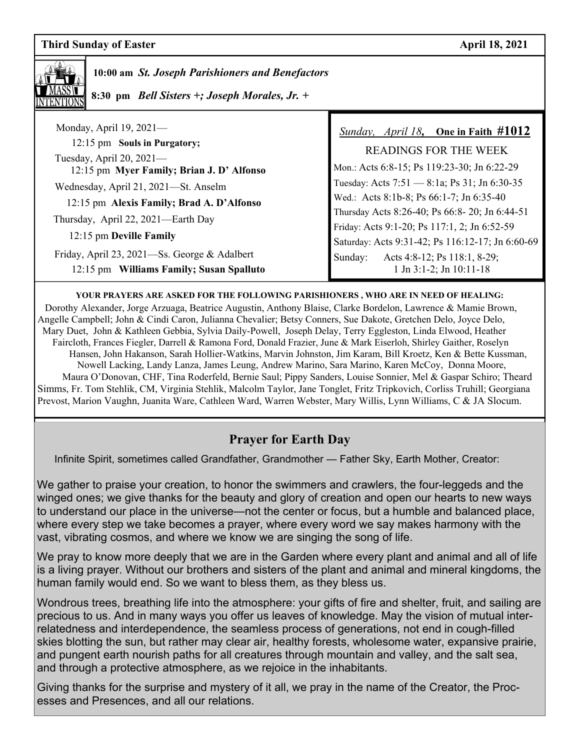**Third Sunday of Easter** **April 18, 2021**

**10:00 am** ***St. Joseph Parishioners and Benefactors***

**8:30 pm** ***Bell Sisters +; Joseph Morales, Jr. +***

Monday, April 19, 2021—

12:15 pm **Souls in Purgatory;**

Tuesday, April 20, 2021—

12:15 pm **Myer Family; Brian J. D' Alfonso**

Wednesday, April 21, 2021—St. Anselm

12:15 pm **Alexis Family; Brad A. D'Alfonso**

Thursday, April 22, 2021—Earth Day

12:15 pm **Deville Family**

Friday, April 23, 2021—Ss. George & Adalbert

12:15 pm **Williams Family; Susan Spalluto**

*Sunday, April 18*, **One in Faith #1012**

READINGS FOR THE WEEK

Mon.: Acts 6:8-15; Ps 119:23-30; Jn 6:22-29

Tuesday: Acts 7:51 — 8:1a; Ps 31; Jn 6:30-35

Wed.: Acts 8:1b-8; Ps 66:1-7; Jn 6:35-40

Thursday Acts 8:26-40; Ps 66:8- 20; Jn 6:44-51

Friday: Acts 9:1-20; Ps 117:1, 2; Jn 6:52-59

Saturday: Acts 9:31-42; Ps 116:12-17; Jn 6:60-69

Sunday: Acts 4:8-12; Ps 118:1, 8-29; 1 Jn 3:1-2; Jn 10:11-18

**YOUR PRAYERS ARE ASKED FOR THE FOLLOWING PARISHIONERS , WHO ARE IN NEED OF HEALING:**

Dorothy Alexander, Jorge Arzuaga, Beatrice Augustin, Anthony Blaise, Clarke Bordelon, Lawrence & Mamie Brown, Angelle Campbell; John & Cindi Caron, Julianna Chevalier; Betsy Conners, Sue Dakote, Gretchen Delo, Joyce Delo, Mary Duet, John & Kathleen Gebbia, Sylvia Daily-Powell, Joseph Delay, Terry Eggleston, Linda Elwood, Heather Faircloth, Frances Fiegler, Darrell & Ramona Ford, Donald Frazier, June & Mark Eiserloh, Shirley Gaither, Roselyn Hansen, John Hakanson, Sarah Hollier-Watkins, Marvin Johnston, Jim Karam, Bill Kroetz, Ken & Bette Kussman, Nowell Lacking, Landy Lanza, James Leung, Andrew Marino, Sara Marino, Karen McCoy, Donna Moore, Maura O'Donovan, CHF, Tina Roderfeld, Bernie Saul; Pippy Sanders, Louise Sonnier, Mel & Gaspar Schiro; Theard Simms, Fr. Tom Stehlik, CM, Virginia Stehlik, Malcolm Taylor, Jane Tonglet, Fritz Tripkovich, Corliss Truhill; Georgiana Prevost, Marion Vaughn, Juanita Ware, Cathleen Ward, Warren Webster, Mary Willis, Lynn Williams, C & JA Slocum.

## Prayer for Earth Day

Infinite Spirit, sometimes called Grandfather, Grandmother — Father Sky, Earth Mother, Creator:

We gather to praise your creation, to honor the swimmers and crawlers, the four-leggeds and the winged ones; we give thanks for the beauty and glory of creation and open our hearts to new ways to understand our place in the universe—not the center or focus, but a humble and balanced place, where every step we take becomes a prayer, where every word we say makes harmony with the vast, vibrating cosmos, and where we know we are singing the song of life.

We pray to know more deeply that we are in the Garden where every plant and animal and all of life is a living prayer. Without our brothers and sisters of the plant and animal and mineral kingdoms, the human family would end. So we want to bless them, as they bless us.

Wondrous trees, breathing life into the atmosphere: your gifts of fire and shelter, fruit, and sailing are precious to us. And in many ways you offer us leaves of knowledge. May the vision of mutual interrelatedness and interdependence, the seamless process of generations, not end in cough-filled skies blotting the sun, but rather may clear air, healthy forests, wholesome water, expansive prairie, and pungent earth nourish paths for all creatures through mountain and valley, and the salt sea, and through a protective atmosphere, as we rejoice in the inhabitants.

Giving thanks for the surprise and mystery of it all, we pray in the name of the Creator, the Processes and Presences, and all our relations.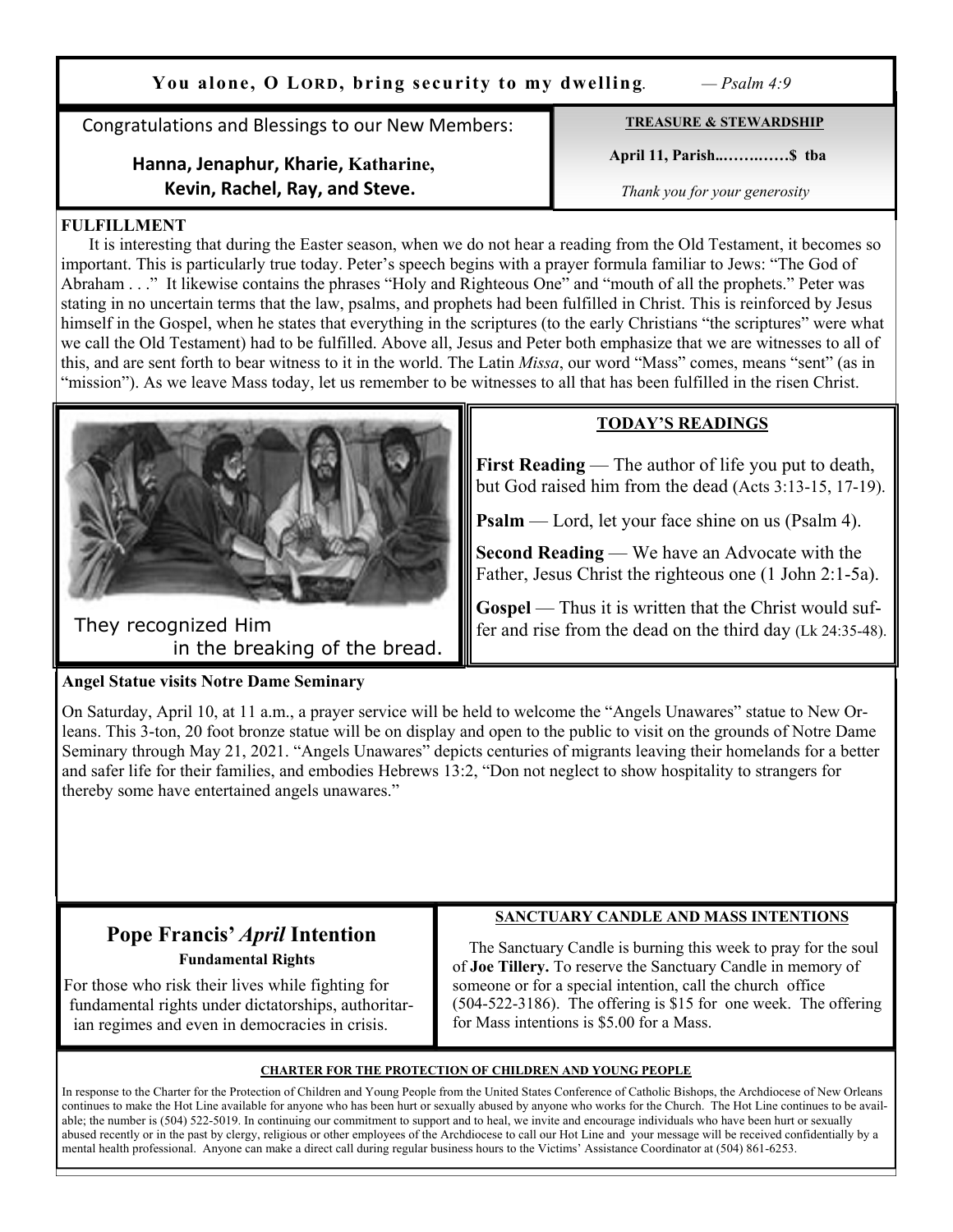**You alone, O LORD, bring security to my dwelling.** — *Psalm 4:9*

Congratulations and Blessings to our New Members:

**Hanna, Jenaphur, Kharie, Katharine, Kevin, Rachel, Ray, and Steve.**

**TREASURE & STEWARDSHIP**

**April 11, Parish..…….……$ tba**

*Thank you for your generosity*

**FULFILLMENT**

It is interesting that during the Easter season, when we do not hear a reading from the Old Testament, it becomes so important. This is particularly true today. Peter's speech begins with a prayer formula familiar to Jews: "The God of Abraham . . ." It likewise contains the phrases "Holy and Righteous One" and "mouth of all the prophets." Peter was stating in no uncertain terms that the law, psalms, and prophets had been fulfilled in Christ. This is reinforced by Jesus himself in the Gospel, when he states that everything in the scriptures (to the early Christians "the scriptures" were what we call the Old Testament) had to be fulfilled. Above all, Jesus and Peter both emphasize that we are witnesses to all of this, and are sent forth to bear witness to it in the world. The Latin *Missa*, our word "Mass" comes, means "sent" (as in "mission"). As we leave Mass today, let us remember to be witnesses to all that has been fulfilled in the risen Christ.

They recognized Him in the breaking of the bread.

**TODAY'S READINGS**

**First Reading** — The author of life you put to death, but God raised him from the dead (Acts 3:13-15, 17-19).

**Psalm** — Lord, let your face shine on us (Psalm 4).

**Second Reading** — We have an Advocate with the Father, Jesus Christ the righteous one (1 John 2:1-5a).

**Gospel** — Thus it is written that the Christ would suffer and rise from the dead on the third day (Lk 24:35-48).

**Angel Statue visits Notre Dame Seminary**

On Saturday, April 10, at 11 a.m., a prayer service will be held to welcome the "Angels Unawares" statue to New Orleans. This 3-ton, 20 foot bronze statue will be on display and open to the public to visit on the grounds of Notre Dame Seminary through May 21, 2021. "Angels Unawares" depicts centuries of migrants leaving their homelands for a better and safer life for their families, and embodies Hebrews 13:2, "Don not neglect to show hospitality to strangers for thereby some have entertained angels unawares."

## Pope Francis' *April* Intention

**Fundamental Rights**

For those who risk their lives while fighting for fundamental rights under dictatorships, authoritarian regimes and even in democracies in crisis.

**SANCTUARY CANDLE AND MASS INTENTIONS**

The Sanctuary Candle is burning this week to pray for the soul of **Joe Tillery.** To reserve the Sanctuary Candle in memory of someone or for a special intention, call the church office (504-522-3186). The offering is $15 for one week. The offering for Mass intentions is $5.00 for a Mass.

**CHARTER FOR THE PROTECTION OF CHILDREN AND YOUNG PEOPLE**

In response to the Charter for the Protection of Children and Young People from the United States Conference of Catholic Bishops, the Archdiocese of New Orleans continues to make the Hot Line available for anyone who has been hurt or sexually abused by anyone who works for the Church. The Hot Line continues to be available; the number is (504) 522-5019. In continuing our commitment to support and to heal, we invite and encourage individuals who have been hurt or sexually abused recently or in the past by clergy, religious or other employees of the Archdiocese to call our Hot Line and your message will be received confidentially by a mental health professional. Anyone can make a direct call during regular business hours to the Victims' Assistance Coordinator at (504) 861-6253.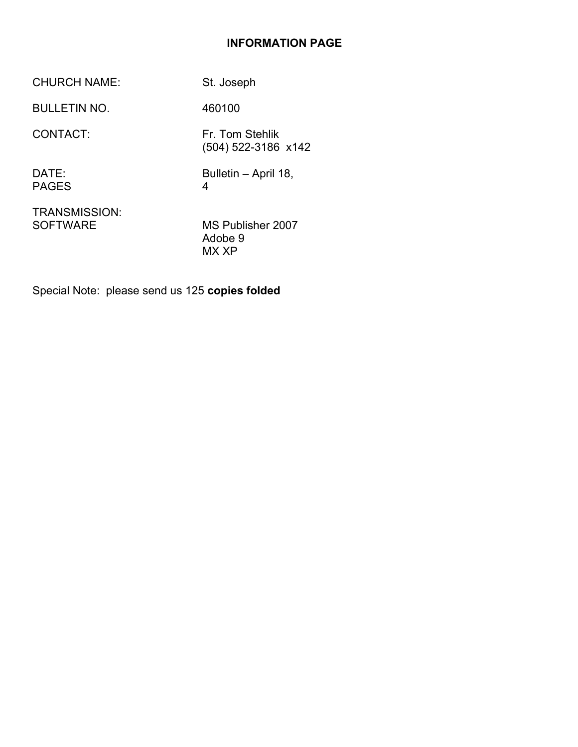# INFORMATION PAGE

| | |
|---|---|
| CHURCH NAME: | St. Joseph |
| BULLETIN NO. | 460100 |
| CONTACT: | Fr. Tom Stehlik<br>(504) 522-3186 x142 |
| DATE:<br>PAGES | Bulletin – April 18,<br>4 |
| TRANSMISSION:<br>SOFTWARE | <br>MS Publisher 2007<br>Adobe 9<br>MX XP |

Special Note: please send us 125 **copies folded**